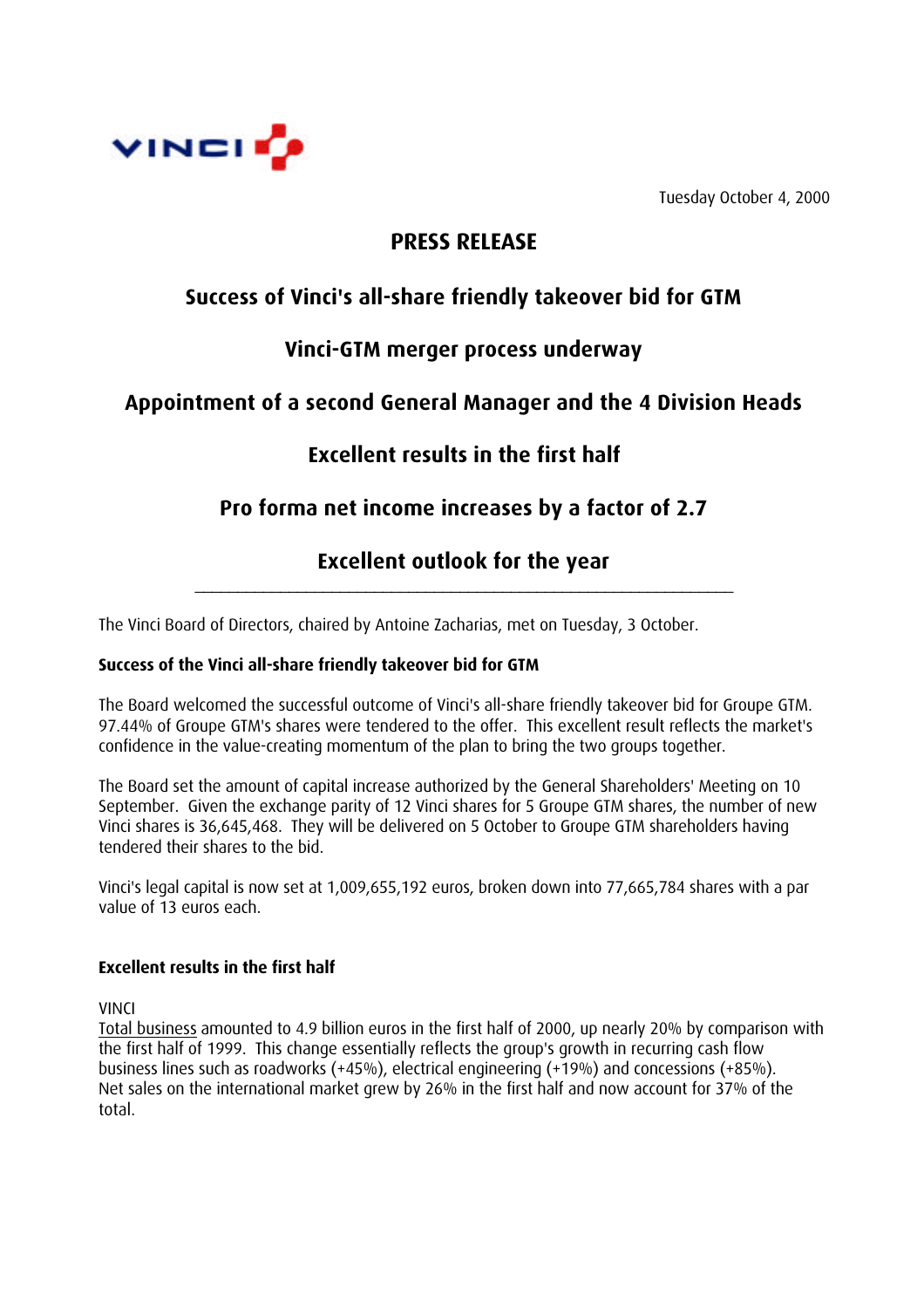VINCI

Tuesday October 4, 2000

# PRESS RELEASE

## Success of Vinci's all-share friendly takeover bid for GTM

## Vinci-GTM merger process underway

## Appointment of a second General Manager and the 4 Division Heads

## Excellent results in the first half

## Pro forma net income increases by a factor of 2.7

## Excellent outlook for the year

---

The Vinci Board of Directors, chaired by Antoine Zacharias, met on Tuesday, 3 October.

**Success of the Vinci all-share friendly takeover bid for GTM**

The Board welcomed the successful outcome of Vinci's all-share friendly takeover bid for Groupe GTM. 97.44% of Groupe GTM's shares were tendered to the offer. This excellent result reflects the market's confidence in the value-creating momentum of the plan to bring the two groups together.

The Board set the amount of capital increase authorized by the General Shareholders' Meeting on 10 September. Given the exchange parity of 12 Vinci shares for 5 Groupe GTM shares, the number of new Vinci shares is 36,645,468. They will be delivered on 5 October to Groupe GTM shareholders having tendered their shares to the bid.

Vinci's legal capital is now set at 1,009,655,192 euros, broken down into 77,665,784 shares with a par value of 13 euros each.

**Excellent results in the first half**

VINCI

Total business amounted to 4.9 billion euros in the first half of 2000, up nearly 20% by comparison with the first half of 1999. This change essentially reflects the group's growth in recurring cash flow business lines such as roadworks (+45%), electrical engineering (+19%) and concessions (+85%). Net sales on the international market grew by 26% in the first half and now account for 37% of the total.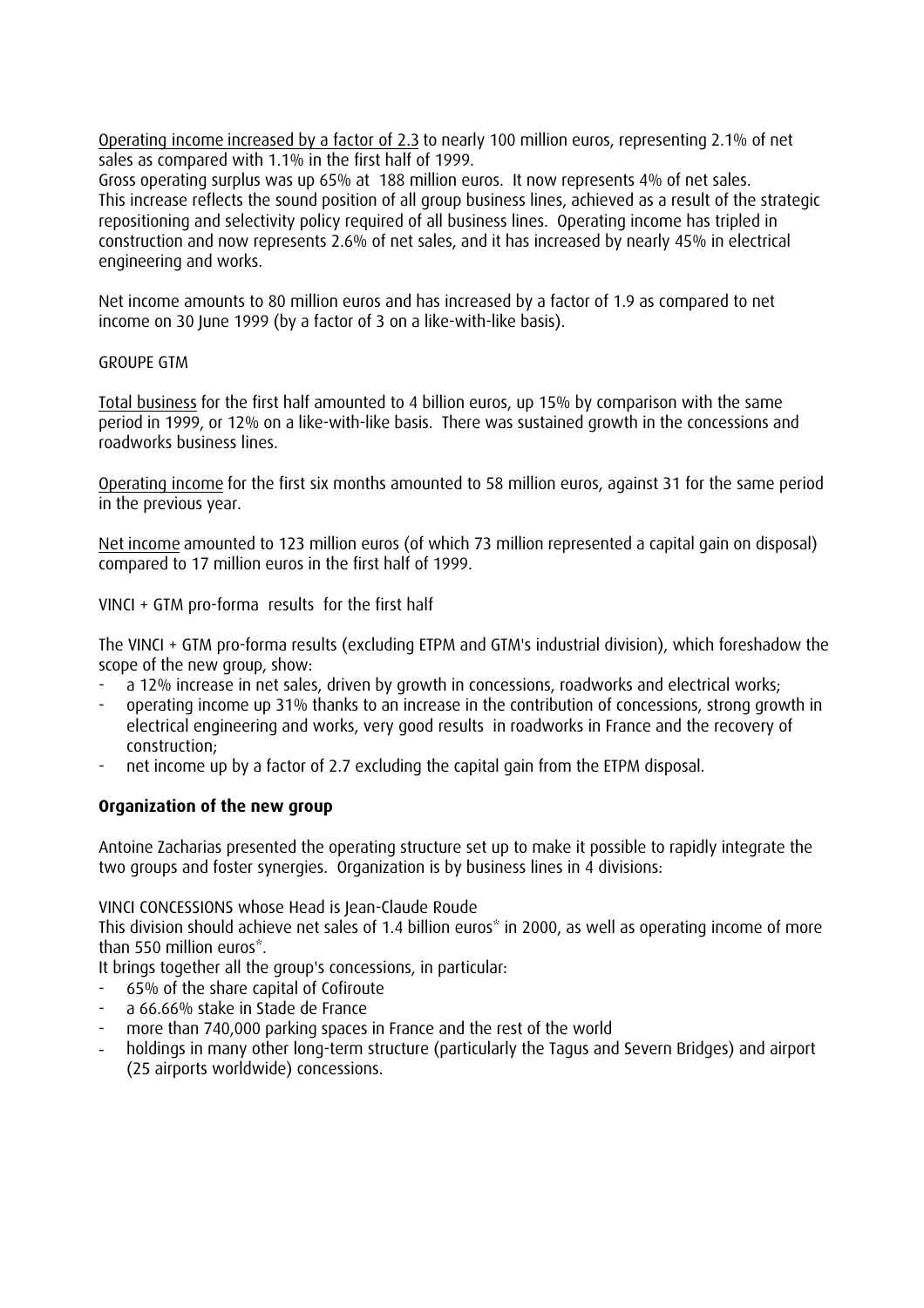Operating income increased by a factor of 2.3 to nearly 100 million euros, representing 2.1% of net sales as compared with 1.1% in the first half of 1999.
Gross operating surplus was up 65% at 188 million euros. It now represents 4% of net sales.
This increase reflects the sound position of all group business lines, achieved as a result of the strategic repositioning and selectivity policy required of all business lines. Operating income has tripled in construction and now represents 2.6% of net sales, and it has increased by nearly 45% in electrical engineering and works.

Net income amounts to 80 million euros and has increased by a factor of 1.9 as compared to net income on 30 June 1999 (by a factor of 3 on a like-with-like basis).

GROUPE GTM

Total business for the first half amounted to 4 billion euros, up 15% by comparison with the same period in 1999, or 12% on a like-with-like basis. There was sustained growth in the concessions and roadworks business lines.

Operating income for the first six months amounted to 58 million euros, against 31 for the same period in the previous year.

Net income amounted to 123 million euros (of which 73 million represented a capital gain on disposal) compared to 17 million euros in the first half of 1999.

VINCI + GTM pro-forma results for the first half

The VINCI + GTM pro-forma results (excluding ETPM and GTM's industrial division), which foreshadow the scope of the new group, show:

- a 12% increase in net sales, driven by growth in concessions, roadworks and electrical works;
- operating income up 31% thanks to an increase in the contribution of concessions, strong growth in electrical engineering and works, very good results in roadworks in France and the recovery of construction;
- net income up by a factor of 2.7 excluding the capital gain from the ETPM disposal.

**Organization of the new group**

Antoine Zacharias presented the operating structure set up to make it possible to rapidly integrate the two groups and foster synergies. Organization is by business lines in 4 divisions:

VINCI CONCESSIONS whose Head is Jean-Claude Roude
This division should achieve net sales of 1.4 billion euros* in 2000, as well as operating income of more than 550 million euros*.
It brings together all the group's concessions, in particular:

- 65% of the share capital of Cofiroute
- a 66.66% stake in Stade de France
- more than 740,000 parking spaces in France and the rest of the world
- holdings in many other long-term structure (particularly the Tagus and Severn Bridges) and airport (25 airports worldwide) concessions.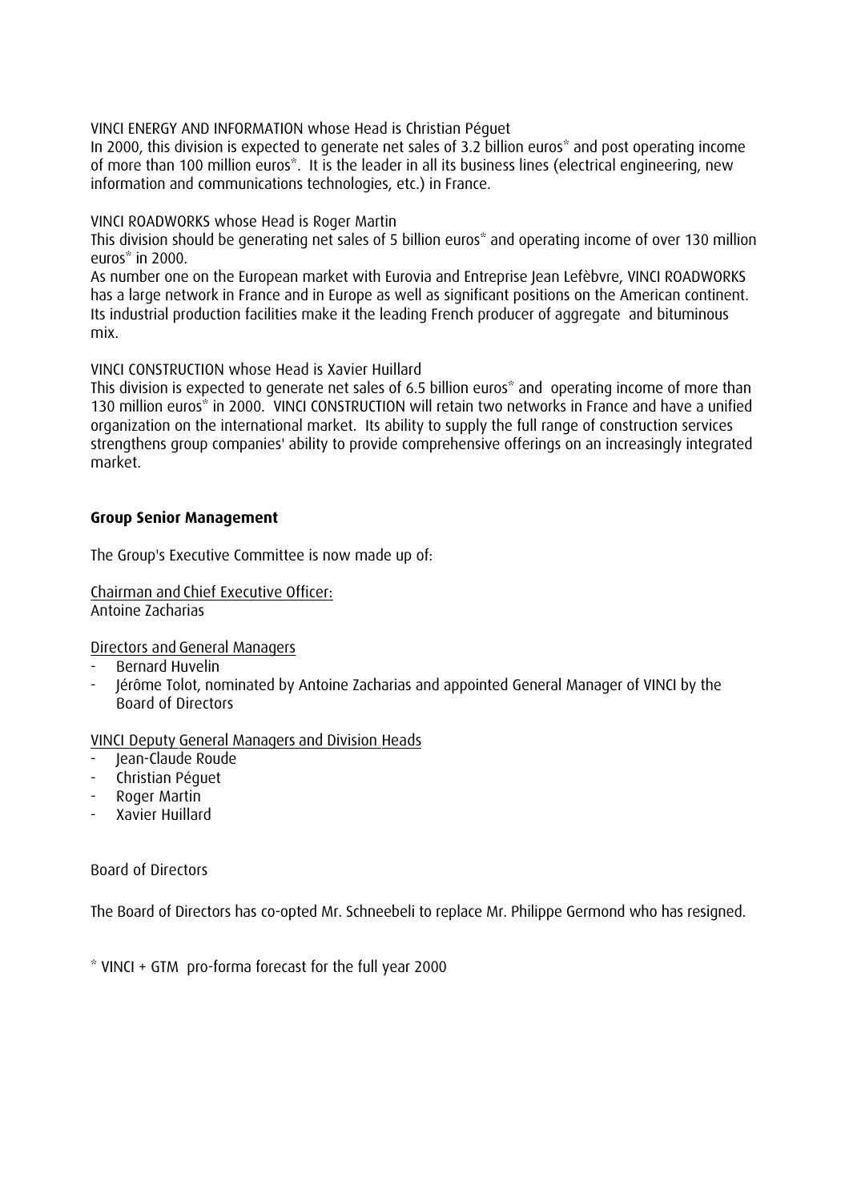VINCI ENERGY AND INFORMATION whose Head is Christian Péguet

In 2000, this division is expected to generate net sales of 3.2 billion euros* and post operating income of more than 100 million euros*. It is the leader in all its business lines (electrical engineering, new information and communications technologies, etc.) in France.

VINCI ROADWORKS whose Head is Roger Martin

This division should be generating net sales of 5 billion euros* and operating income of over 130 million euros* in 2000.

As number one on the European market with Eurovia and Entreprise Jean Lefèbvre, VINCI ROADWORKS has a large network in France and in Europe as well as significant positions on the American continent. Its industrial production facilities make it the leading French producer of aggregate and bituminous mix.

VINCI CONSTRUCTION whose Head is Xavier Huillard

This division is expected to generate net sales of 6.5 billion euros* and operating income of more than 130 million euros* in 2000. VINCI CONSTRUCTION will retain two networks in France and have a unified organization on the international market. Its ability to supply the full range of construction services strengthens group companies' ability to provide comprehensive offerings on an increasingly integrated market.

**Group Senior Management**

The Group's Executive Committee is now made up of:

Chairman and Chief Executive Officer:
Antoine Zacharias

Directors and General Managers

- Bernard Huvelin
- Jérôme Tolot, nominated by Antoine Zacharias and appointed General Manager of VINCI by the Board of Directors

VINCI Deputy General Managers and Division Heads

- Jean-Claude Roude
- Christian Péguet
- Roger Martin
- Xavier Huillard

Board of Directors

The Board of Directors has co-opted Mr. Schneebeli to replace Mr. Philippe Germond who has resigned.

* VINCI + GTM pro-forma forecast for the full year 2000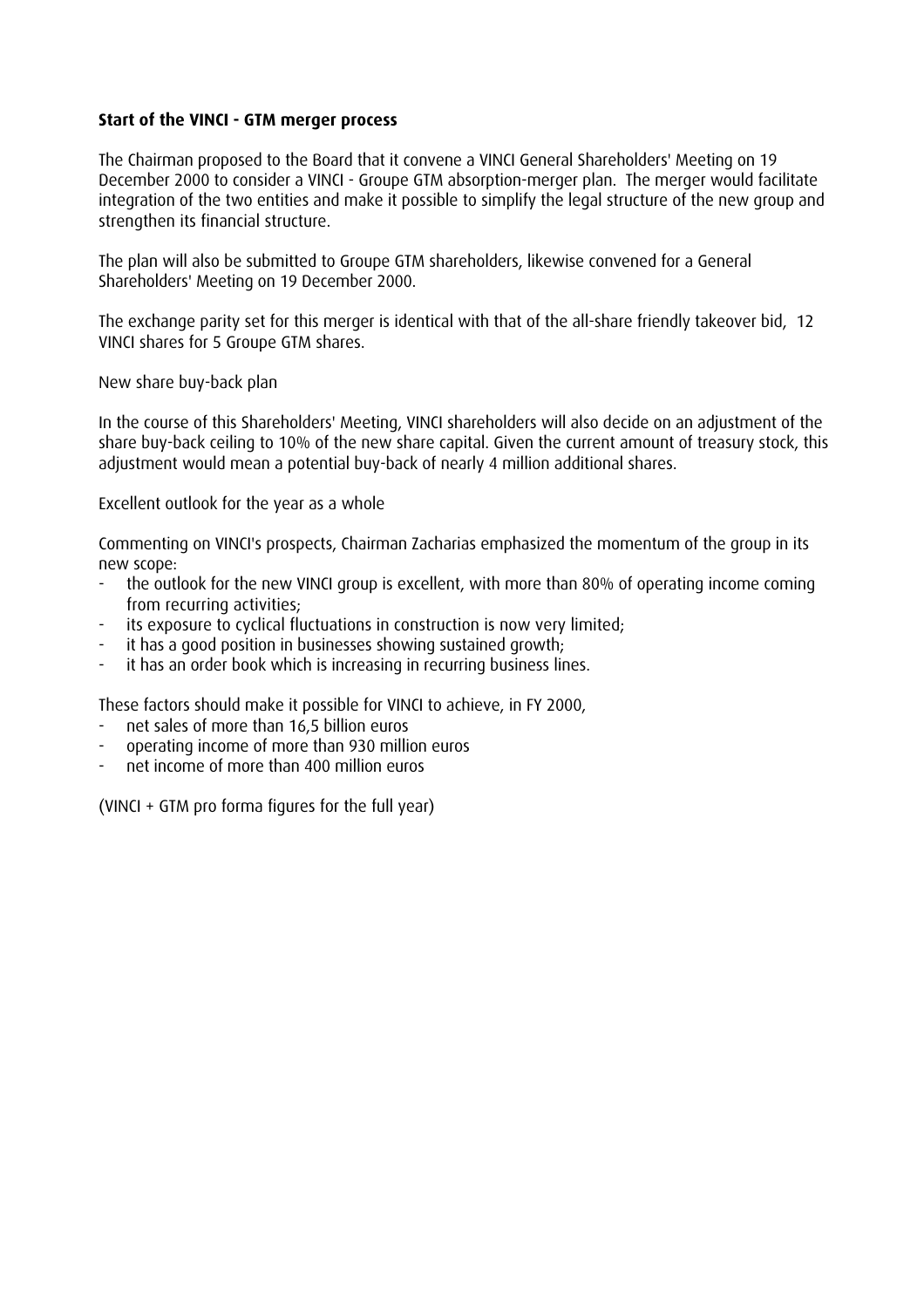**Start of the VINCI - GTM merger process**

The Chairman proposed to the Board that it convene a VINCI General Shareholders' Meeting on 19 December 2000 to consider a VINCI - Groupe GTM absorption-merger plan. The merger would facilitate integration of the two entities and make it possible to simplify the legal structure of the new group and strengthen its financial structure.

The plan will also be submitted to Groupe GTM shareholders, likewise convened for a General Shareholders' Meeting on 19 December 2000.

The exchange parity set for this merger is identical with that of the all-share friendly takeover bid, 12 VINCI shares for 5 Groupe GTM shares.

New share buy-back plan

In the course of this Shareholders' Meeting, VINCI shareholders will also decide on an adjustment of the share buy-back ceiling to 10% of the new share capital. Given the current amount of treasury stock, this adjustment would mean a potential buy-back of nearly 4 million additional shares.

Excellent outlook for the year as a whole

Commenting on VINCI's prospects, Chairman Zacharias emphasized the momentum of the group in its new scope:

- the outlook for the new VINCI group is excellent, with more than 80% of operating income coming from recurring activities;
- its exposure to cyclical fluctuations in construction is now very limited;
- it has a good position in businesses showing sustained growth;
- it has an order book which is increasing in recurring business lines.

These factors should make it possible for VINCI to achieve, in FY 2000,

- net sales of more than 16,5 billion euros
- operating income of more than 930 million euros
- net income of more than 400 million euros

(VINCI + GTM pro forma figures for the full year)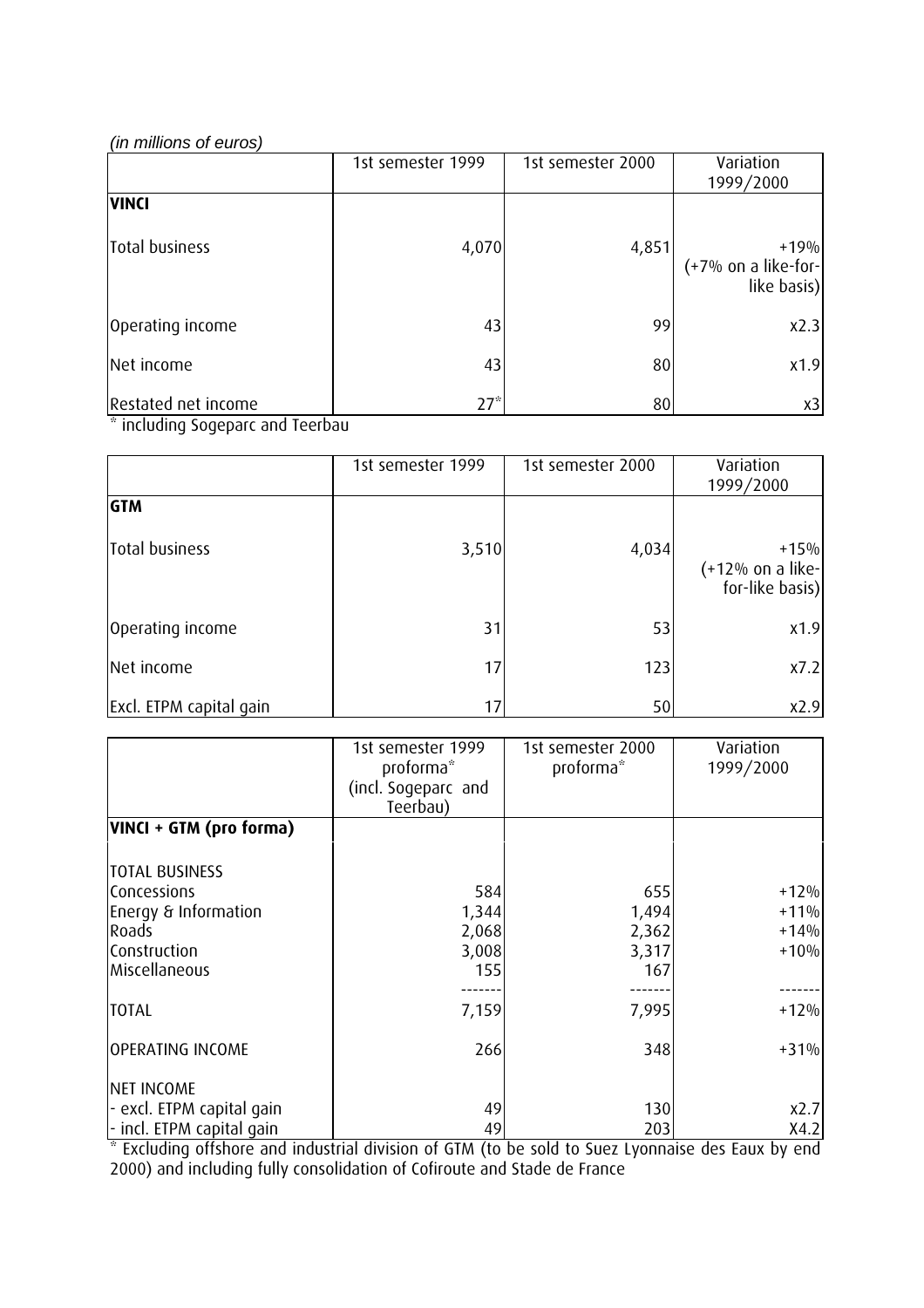*(in millions of euros)*

| | 1st semester 1999 | 1st semester 2000 | Variation 1999/2000 |
|---|---|---|---|
| **VINCI** | | | |
| Total business | 4,070 | 4,851 | +19% (+7% on a like-for-like basis) |
| Operating income | 43 | 99 | x2.3 |
| Net income | 43 | 80 | x1.9 |
| Restated net income | 27* | 80 | x3 |

\* including Sogeparc and Teerbau

| | 1st semester 1999 | 1st semester 2000 | Variation 1999/2000 |
|---|---|---|---|
| **GTM** | | | |
| Total business | 3,510 | 4,034 | +15% (+12% on a like-for-like basis) |
| Operating income | 31 | 53 | x1.9 |
| Net income | 17 | 123 | x7.2 |
| Excl. ETPM capital gain | 17 | 50 | x2.9 |

| | 1st semester 1999 proforma* (incl. Sogeparc and Teerbau) | 1st semester 2000 proforma* | Variation 1999/2000 |
|---|---|---|---|
| **VINCI + GTM (pro forma)** | | | |
| TOTAL BUSINESS | | | |
| Concessions | 584 | 655 | +12% |
| Energy & Information | 1,344 | 1,494 | +11% |
| Roads | 2,068 | 2,362 | +14% |
| Construction | 3,008 | 3,317 | +10% |
| Miscellaneous | 155 | 167 | |
| TOTAL | 7,159 | 7,995 | +12% |
| OPERATING INCOME | 266 | 348 | +31% |
| NET INCOME | | | |
| - excl. ETPM capital gain | 49 | 130 | x2.7 |
| - incl. ETPM capital gain | 49 | 203 | X4.2 |

\* Excluding offshore and industrial division of GTM (to be sold to Suez Lyonnaise des Eaux by end 2000) and including fully consolidation of Cofiroute and Stade de France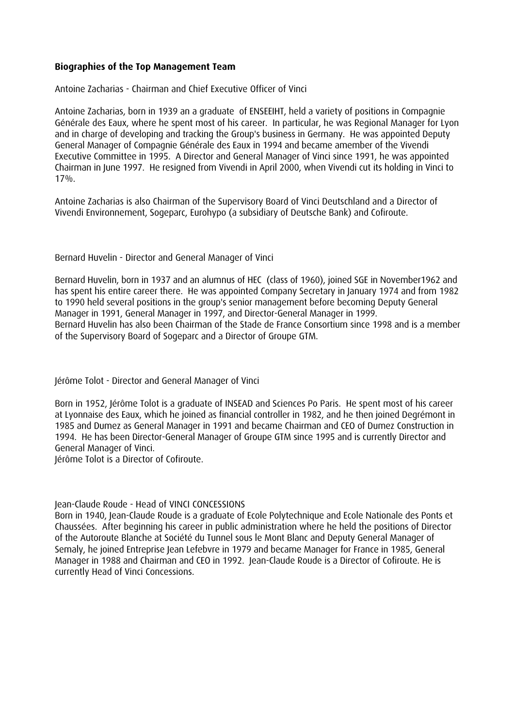**Biographies of the Top Management Team**

Antoine Zacharias - Chairman and Chief Executive Officer of Vinci

Antoine Zacharias, born in 1939 an a graduate of ENSEEIHT, held a variety of positions in Compagnie Générale des Eaux, where he spent most of his career. In particular, he was Regional Manager for Lyon and in charge of developing and tracking the Group's business in Germany. He was appointed Deputy General Manager of Compagnie Générale des Eaux in 1994 and became amember of the Vivendi Executive Committee in 1995. A Director and General Manager of Vinci since 1991, he was appointed Chairman in June 1997. He resigned from Vivendi in April 2000, when Vivendi cut its holding in Vinci to 17%.

Antoine Zacharias is also Chairman of the Supervisory Board of Vinci Deutschland and a Director of Vivendi Environnement, Sogeparc, Eurohypo (a subsidiary of Deutsche Bank) and Cofiroute.

Bernard Huvelin - Director and General Manager of Vinci

Bernard Huvelin, born in 1937 and an alumnus of HEC (class of 1960), joined SGE in November1962 and has spent his entire career there. He was appointed Company Secretary in January 1974 and from 1982 to 1990 held several positions in the group's senior management before becoming Deputy General Manager in 1991, General Manager in 1997, and Director-General Manager in 1999.
Bernard Huvelin has also been Chairman of the Stade de France Consortium since 1998 and is a member of the Supervisory Board of Sogeparc and a Director of Groupe GTM.

Jérôme Tolot - Director and General Manager of Vinci

Born in 1952, Jérôme Tolot is a graduate of INSEAD and Sciences Po Paris. He spent most of his career at Lyonnaise des Eaux, which he joined as financial controller in 1982, and he then joined Degrémont in 1985 and Dumez as General Manager in 1991 and became Chairman and CEO of Dumez Construction in 1994. He has been Director-General Manager of Groupe GTM since 1995 and is currently Director and General Manager of Vinci.
Jérôme Tolot is a Director of Cofiroute.

Jean-Claude Roude - Head of VINCI CONCESSIONS
Born in 1940, Jean-Claude Roude is a graduate of Ecole Polytechnique and Ecole Nationale des Ponts et Chaussées. After beginning his career in public administration where he held the positions of Director of the Autoroute Blanche at Société du Tunnel sous le Mont Blanc and Deputy General Manager of Semaly, he joined Entreprise Jean Lefebvre in 1979 and became Manager for France in 1985, General Manager in 1988 and Chairman and CEO in 1992. Jean-Claude Roude is a Director of Cofiroute. He is currently Head of Vinci Concessions.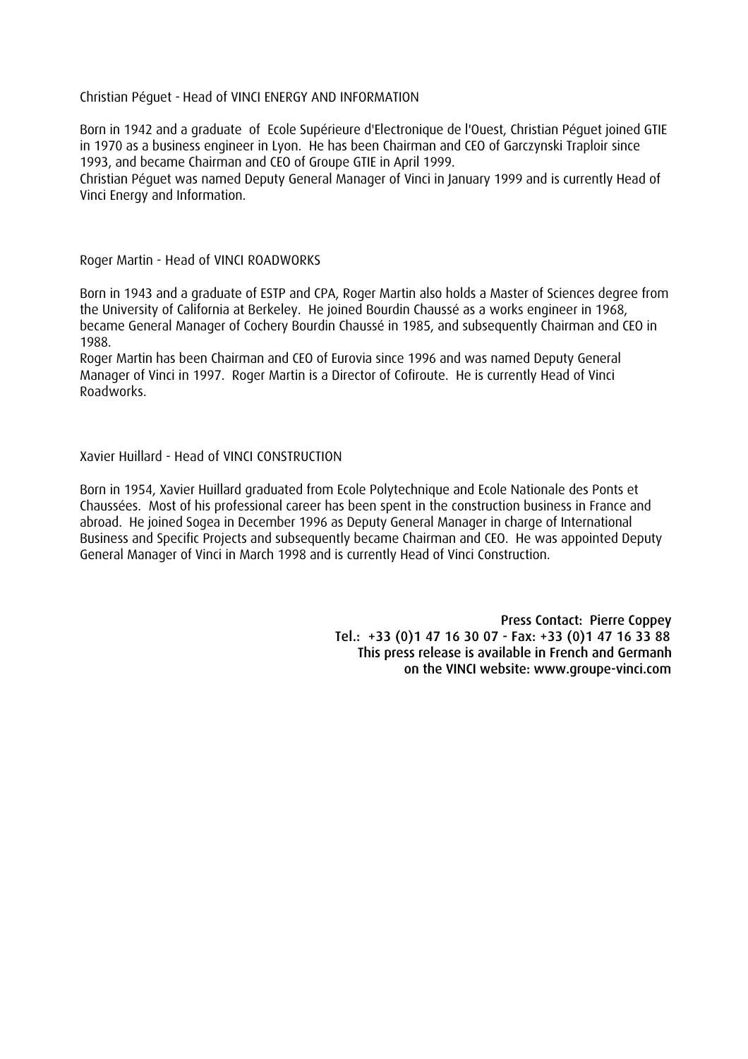Christian Péguet - Head of VINCI ENERGY AND INFORMATION

Born in 1942 and a graduate of Ecole Supérieure d'Electronique de l'Ouest, Christian Péguet joined GTIE in 1970 as a business engineer in Lyon. He has been Chairman and CEO of Garczynski Traploir since 1993, and became Chairman and CEO of Groupe GTIE in April 1999.
Christian Péguet was named Deputy General Manager of Vinci in January 1999 and is currently Head of Vinci Energy and Information.

Roger Martin - Head of VINCI ROADWORKS

Born in 1943 and a graduate of ESTP and CPA, Roger Martin also holds a Master of Sciences degree from the University of California at Berkeley. He joined Bourdin Chaussé as a works engineer in 1968, became General Manager of Cochery Bourdin Chaussé in 1985, and subsequently Chairman and CEO in 1988.
Roger Martin has been Chairman and CEO of Eurovia since 1996 and was named Deputy General Manager of Vinci in 1997. Roger Martin is a Director of Cofiroute. He is currently Head of Vinci Roadworks.

Xavier Huillard - Head of VINCI CONSTRUCTION

Born in 1954, Xavier Huillard graduated from Ecole Polytechnique and Ecole Nationale des Ponts et Chaussées. Most of his professional career has been spent in the construction business in France and abroad. He joined Sogea in December 1996 as Deputy General Manager in charge of International Business and Specific Projects and subsequently became Chairman and CEO. He was appointed Deputy General Manager of Vinci in March 1998 and is currently Head of Vinci Construction.

**Press Contact: Pierre Coppey**
**Tel.: +33 (0)1 47 16 30 07 - Fax: +33 (0)1 47 16 33 88**
**This press release is available in French and Germanh**
**on the VINCI website: www.groupe-vinci.com**